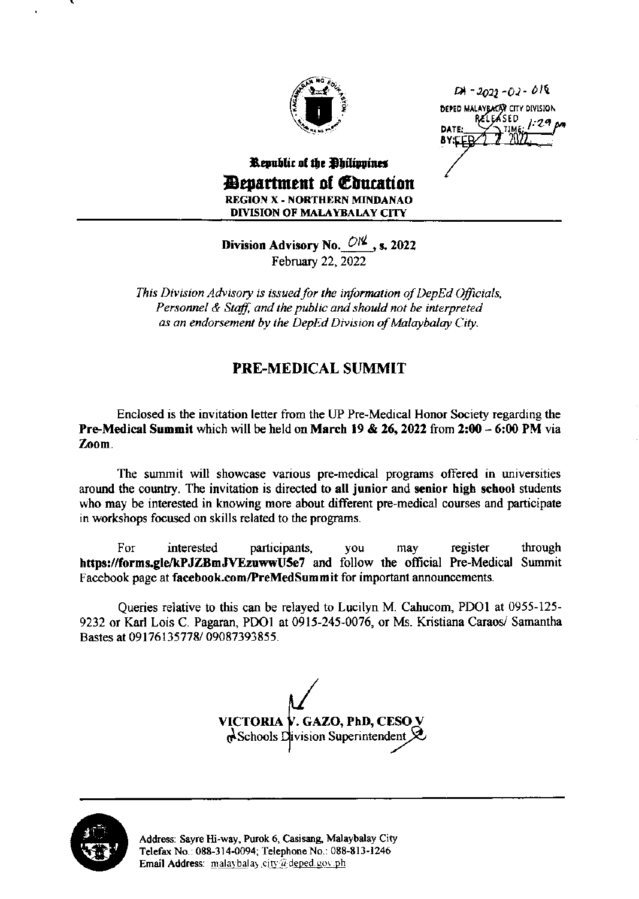DA - 2022 - 02 - 018
DEPED MALAYBALAY CITY DIVISION
RELEASED
DATE: FEB 22 2022 TIME: 1:29 pm
BY:

**Republic of the Philippines**
**Department of Education**
**REGION X - NORTHERN MINDANAO**
**DIVISION OF MALAYBALAY CITY**

**Division Advisory No. 014, s. 2022**
February 22, 2022

*This Division Advisory is issued for the information of DepEd Officials, Personnel & Staff, and the public and should not be interpreted as an endorsement by the DepEd Division of Malaybalay City.*

## PRE-MEDICAL SUMMIT

Enclosed is the invitation letter from the UP Pre-Medical Honor Society regarding the **Pre-Medical Summit** which will be held on **March 19 & 26, 2022** from **2:00 – 6:00 PM** via **Zoom**.

The summit will showcase various pre-medical programs offered in universities around the country. The invitation is directed to **all junior** and **senior high school** students who may be interested in knowing more about different pre-medical courses and participate in workshops focused on skills related to the programs.

For interested participants, you may register through **https://forms.gle/kPJZBmJVEzuwwU5e7** and follow the official Pre-Medical Summit Facebook page at **facebook.com/PreMedSummit** for important announcements.

Queries relative to this can be relayed to Lucilyn M. Cahucom, PDO1 at 0955-125-9232 or Karl Lois C. Pagaran, PDO1 at 0915-245-0076, or Ms. Kristiana Caraos/ Samantha Bastes at 09176135778/ 09087393855.

**VICTORIA V. GAZO, PhD, CESO V**
Schools Division Superintendent

Address: Sayre Hi-way, Purok 6, Casisang, Malaybalay City
Telefax No.: 088-314-0094; Telephone No.: 088-813-1246
Email Address: malaybalay.city@deped.gov.ph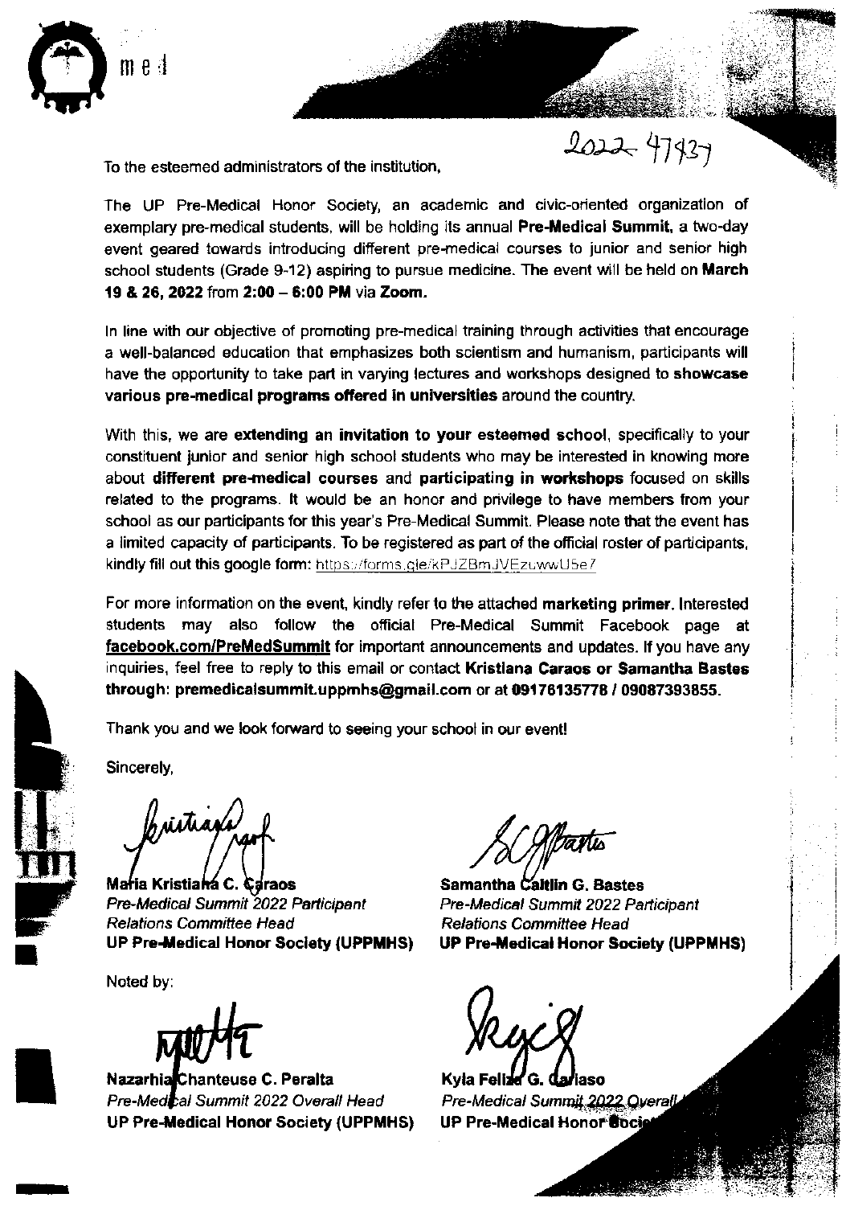med

2022-47437

To the esteemed administrators of the institution,

The UP Pre-Medical Honor Society, an academic and civic-oriented organization of exemplary pre-medical students, will be holding its annual **Pre-Medical Summit**, a two-day event geared towards introducing different pre-medical courses to junior and senior high school students (Grade 9-12) aspiring to pursue medicine. The event will be held on **March 19 & 26, 2022** from **2:00 – 6:00 PM** via **Zoom.**

In line with our objective of promoting pre-medical training through activities that encourage a well-balanced education that emphasizes both scientism and humanism, participants will have the opportunity to take part in varying lectures and workshops designed to **showcase various pre-medical programs offered in universities** around the country.

With this, we are **extending an invitation to your esteemed school**, specifically to your constituent junior and senior high school students who may be interested in knowing more about **different pre-medical courses** and **participating in workshops** focused on skills related to the programs. It would be an honor and privilege to have members from your school as our participants for this year's Pre-Medical Summit. Please note that the event has a limited capacity of participants. To be registered as part of the official roster of participants, kindly fill out this google form: https://forms.gle/kPJZBmJVEzuwwU5e7

For more information on the event, kindly refer to the attached **marketing primer.** Interested students may also follow the official Pre-Medical Summit Facebook page at **facebook.com/PreMedSummit** for important announcements and updates. If you have any inquiries, feel free to reply to this email or contact **Kristiana Caraos or Samantha Bastes through: premedicalsummit.uppmhs@gmail.com** or at **09176135778 / 09087393855.**

Thank you and we look forward to seeing your school in our event!

Sincerely,

**Maria Kristiana C. Caraos**
*Pre-Medical Summit 2022 Participant Relations Committee Head*
**UP Pre-Medical Honor Society (UPPMHS)**

**Samantha Caitlin G. Bastes**
*Pre-Medical Summit 2022 Participant Relations Committee Head*
**UP Pre-Medical Honor Society (UPPMHS)**

Noted by:

**Nazarhia Chanteuse C. Peralta**
*Pre-Medical Summit 2022 Overall Head*
**UP Pre-Medical Honor Society (UPPMHS)**

**Kyla Feliza G. Cariaso**
*Pre-Medical Summit 2022 Overall*
**UP Pre-Medical Honor Soci**